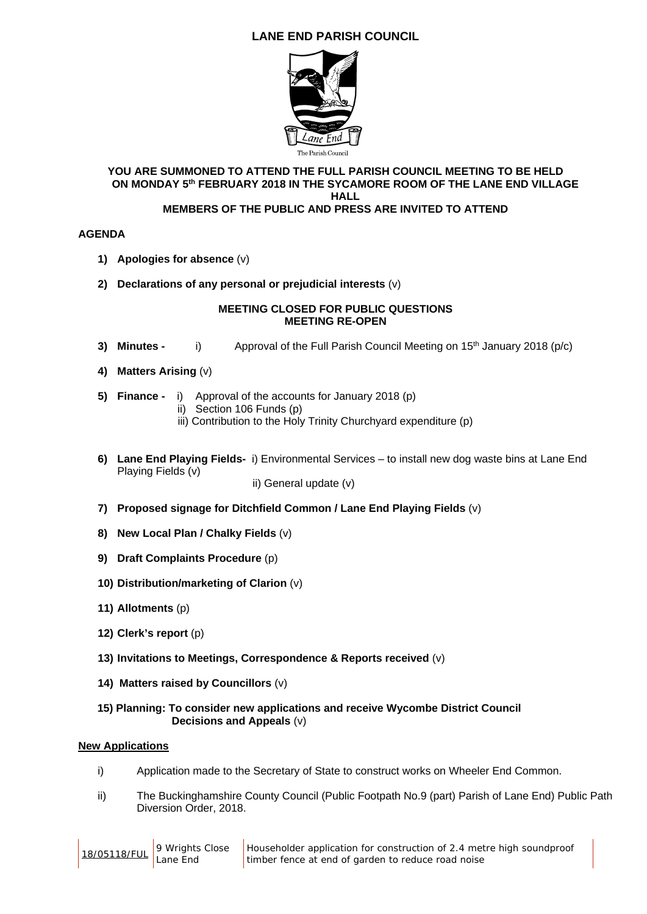# LANE END PARISH COUNCIL

The Parish Council

**YOU ARE SUMMONED TO ATTEND THE FULL PARISH COUNCIL MEETING TO BE HELD ON MONDAY 5th FEBRUARY 2018 IN THE SYCAMORE ROOM OF THE LANE END VILLAGE HALL**

**MEMBERS OF THE PUBLIC AND PRESS ARE INVITED TO ATTEND**

## AGENDA

1) **Apologies for absence** (v)

2) **Declarations of any personal or prejudicial interests** (v)

**MEETING CLOSED FOR PUBLIC QUESTIONS**
**MEETING RE-OPEN**

3) **Minutes -** i) Approval of the Full Parish Council Meeting on 15th January 2018 (p/c)

4) **Matters Arising** (v)

5) **Finance -** i) Approval of the accounts for January 2018 (p)
   ii) Section 106 Funds (p)
   iii) Contribution to the Holy Trinity Churchyard expenditure (p)

6) **Lane End Playing Fields-** i) Environmental Services – to install new dog waste bins at Lane End Playing Fields (v)
   ii) General update (v)

7) **Proposed signage for Ditchfield Common / Lane End Playing Fields** (v)

8) **New Local Plan / Chalky Fields** (v)

9) **Draft Complaints Procedure** (p)

10) **Distribution/marketing of Clarion** (v)

11) **Allotments** (p)

12) **Clerk's report** (p)

13) **Invitations to Meetings, Correspondence & Reports received** (v)

14) **Matters raised by Councillors** (v)

15) **Planning: To consider new applications and receive Wycombe District Council Decisions and Appeals** (v)

**New Applications**

i) Application made to the Secretary of State to construct works on Wheeler End Common.

ii) The Buckinghamshire County Council (Public Footpath No.9 (part) Parish of Lane End) Public Path Diversion Order, 2018.

| 18/05118/FUL | 9 Wrights Close Lane End | Householder application for construction of 2.4 metre high soundproof timber fence at end of garden to reduce road noise |
|---|---|---|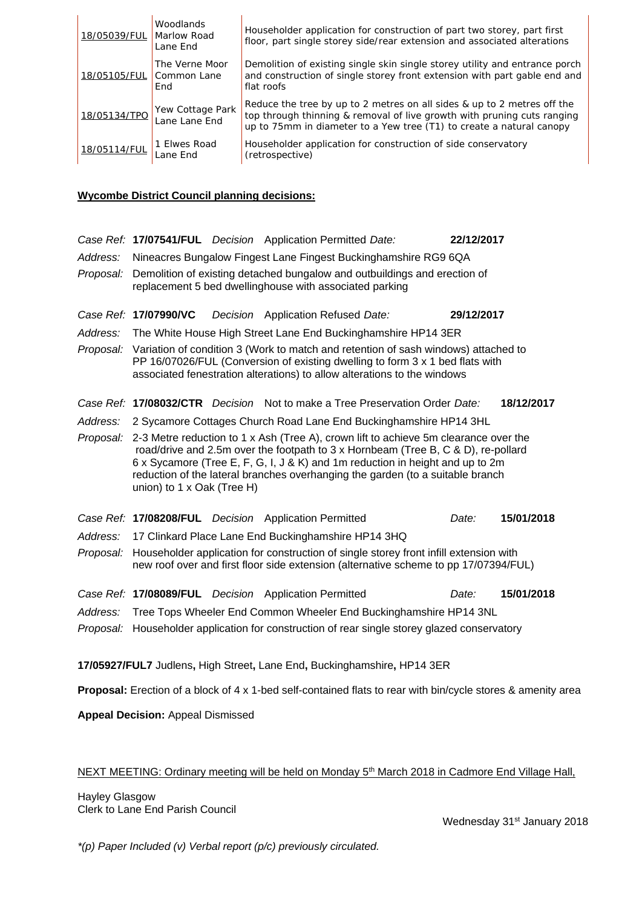| | | |
|---|---|---|
| 18/05039/FUL | Woodlands Marlow Road Lane End | Householder application for construction of part two storey, part first floor, part single storey side/rear extension and associated alterations |
| 18/05105/FUL | The Verne Moor Common Lane End | Demolition of existing single skin single storey utility and entrance porch and construction of single storey front extension with part gable end and flat roofs |
| 18/05134/TPO | Yew Cottage Park Lane Lane End | Reduce the tree by up to 2 metres on all sides & up to 2 metres off the top through thinning & removal of live growth with pruning cuts ranging up to 75mm in diameter to a Yew tree (T1) to create a natural canopy |
| 18/05114/FUL | 1 Elwes Road Lane End | Householder application for construction of side conservatory (retrospective) |

**Wycombe District Council planning decisions:**

*Case Ref:* **17/07541/FUL** *Decision* Application Permitted *Date:* **22/12/2017**
*Address:* Nineacres Bungalow Fingest Lane Fingest Buckinghamshire RG9 6QA
*Proposal:* Demolition of existing detached bungalow and outbuildings and erection of replacement 5 bed dwellinghouse with associated parking

*Case Ref:* **17/07990/VC** *Decision* Application Refused *Date:* **29/12/2017**
*Address:* The White House High Street Lane End Buckinghamshire HP14 3ER
*Proposal:* Variation of condition 3 (Work to match and retention of sash windows) attached to PP 16/07026/FUL (Conversion of existing dwelling to form 3 x 1 bed flats with associated fenestration alterations) to allow alterations to the windows

*Case Ref:* **17/08032/CTR** *Decision* Not to make a Tree Preservation Order *Date:* **18/12/2017**
*Address:* 2 Sycamore Cottages Church Road Lane End Buckinghamshire HP14 3HL
*Proposal:* 2-3 Metre reduction to 1 x Ash (Tree A), crown lift to achieve 5m clearance over the road/drive and 2.5m over the footpath to 3 x Hornbeam (Tree B, C & D), re-pollard 6 x Sycamore (Tree E, F, G, I, J & K) and 1m reduction in height and up to 2m reduction of the lateral branches overhanging the garden (to a suitable branch union) to 1 x Oak (Tree H)

*Case Ref:* **17/08208/FUL** *Decision* Application Permitted *Date:* **15/01/2018**
*Address:* 17 Clinkard Place Lane End Buckinghamshire HP14 3HQ
*Proposal:* Householder application for construction of single storey front infill extension with new roof over and first floor side extension (alternative scheme to pp 17/07394/FUL)

*Case Ref:* **17/08089/FUL** *Decision* Application Permitted *Date:* **15/01/2018**
*Address:* Tree Tops Wheeler End Common Wheeler End Buckinghamshire HP14 3NL
*Proposal:* Householder application for construction of rear single storey glazed conservatory

**17/05927/FUL7** Judlens**,** High Street**,** Lane End**,** Buckinghamshire**,** HP14 3ER

**Proposal:** Erection of a block of 4 x 1-bed self-contained flats to rear with bin/cycle stores & amenity area

**Appeal Decision:** Appeal Dismissed

NEXT MEETING: Ordinary meeting will be held on Monday 5th March 2018 in Cadmore End Village Hall,

Hayley Glasgow
Clerk to Lane End Parish Council

Wednesday 31st January 2018

*\*(p) Paper Included (v) Verbal report (p/c) previously circulated.*